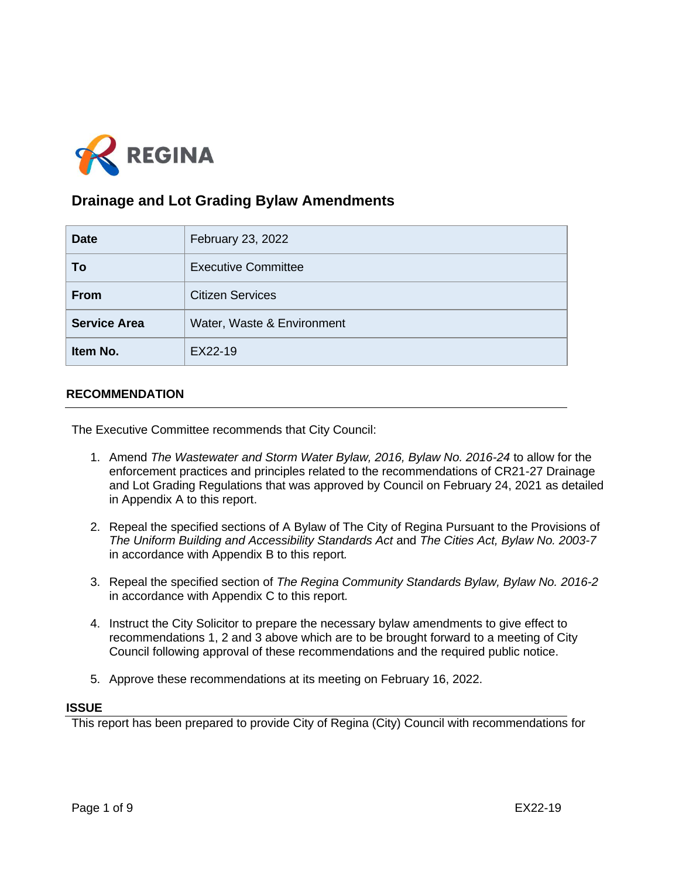REGINA

# Drainage and Lot Grading Bylaw Amendments

| Date | February 23, 2022 |
|---|---|
| To | Executive Committee |
| From | Citizen Services |
| Service Area | Water, Waste & Environment |
| Item No. | EX22-19 |

## RECOMMENDATION

The Executive Committee recommends that City Council:

1. Amend *The Wastewater and Storm Water Bylaw, 2016, Bylaw No. 2016-24* to allow for the enforcement practices and principles related to the recommendations of CR21-27 Drainage and Lot Grading Regulations that was approved by Council on February 24, 2021 as detailed in Appendix A to this report.

2. Repeal the specified sections of A Bylaw of The City of Regina Pursuant to the Provisions of *The Uniform Building and Accessibility Standards Act* and *The Cities Act, Bylaw No. 2003-7* in accordance with Appendix B to this report.

3. Repeal the specified section of *The Regina Community Standards Bylaw, Bylaw No. 2016-2* in accordance with Appendix C to this report.

4. Instruct the City Solicitor to prepare the necessary bylaw amendments to give effect to recommendations 1, 2 and 3 above which are to be brought forward to a meeting of City Council following approval of these recommendations and the required public notice.

5. Approve these recommendations at its meeting on February 16, 2022.

## ISSUE

This report has been prepared to provide City of Regina (City) Council with recommendations for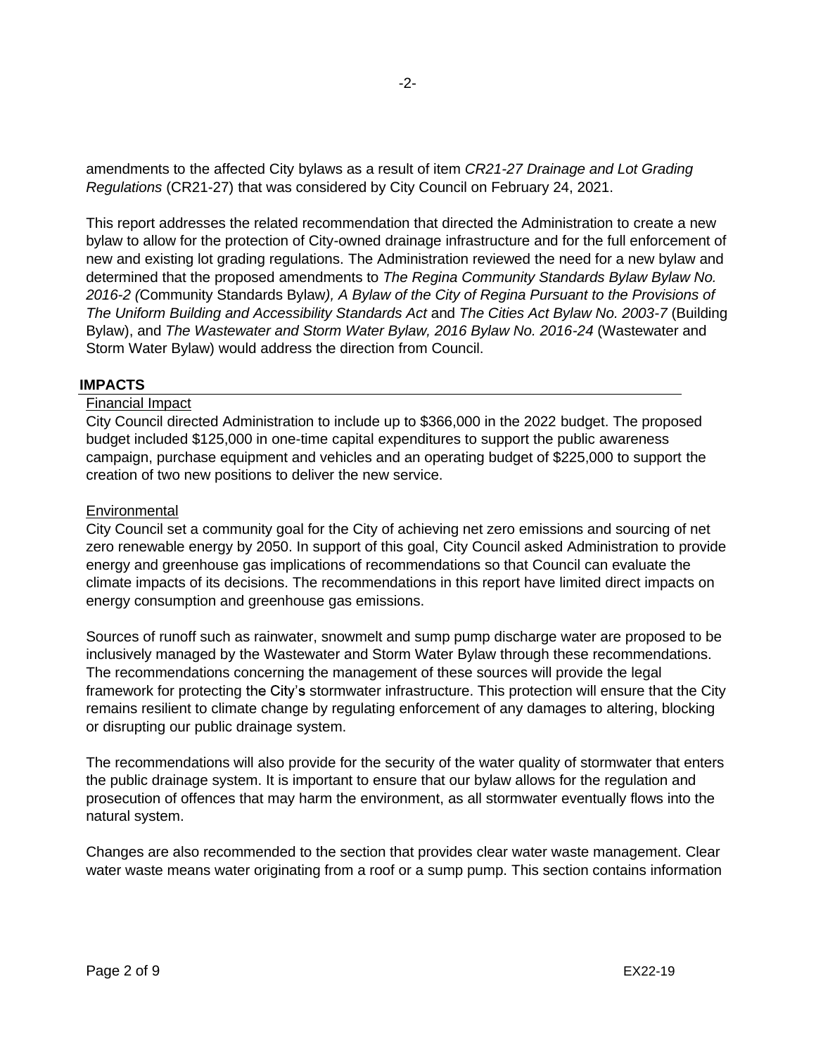amendments to the affected City bylaws as a result of item *CR21-27 Drainage and Lot Grading Regulations* (CR21-27) that was considered by City Council on February 24, 2021.

This report addresses the related recommendation that directed the Administration to create a new bylaw to allow for the protection of City-owned drainage infrastructure and for the full enforcement of new and existing lot grading regulations. The Administration reviewed the need for a new bylaw and determined that the proposed amendments to *The Regina Community Standards Bylaw Bylaw No. 2016-2 (*Community Standards Bylaw*), A Bylaw of the City of Regina Pursuant to the Provisions of The Uniform Building and Accessibility Standards Act* and *The Cities Act Bylaw No. 2003-7* (Building Bylaw), and *The Wastewater and Storm Water Bylaw, 2016 Bylaw No. 2016-24* (Wastewater and Storm Water Bylaw) would address the direction from Council.

## IMPACTS

Financial Impact

City Council directed Administration to include up to $366,000 in the 2022 budget. The proposed budget included $125,000 in one-time capital expenditures to support the public awareness campaign, purchase equipment and vehicles and an operating budget of $225,000 to support the creation of two new positions to deliver the new service.

Environmental

City Council set a community goal for the City of achieving net zero emissions and sourcing of net zero renewable energy by 2050. In support of this goal, City Council asked Administration to provide energy and greenhouse gas implications of recommendations so that Council can evaluate the climate impacts of its decisions. The recommendations in this report have limited direct impacts on energy consumption and greenhouse gas emissions.

Sources of runoff such as rainwater, snowmelt and sump pump discharge water are proposed to be inclusively managed by the Wastewater and Storm Water Bylaw through these recommendations. The recommendations concerning the management of these sources will provide the legal framework for protecting the City's stormwater infrastructure. This protection will ensure that the City remains resilient to climate change by regulating enforcement of any damages to altering, blocking or disrupting our public drainage system.

The recommendations will also provide for the security of the water quality of stormwater that enters the public drainage system. It is important to ensure that our bylaw allows for the regulation and prosecution of offences that may harm the environment, as all stormwater eventually flows into the natural system.

Changes are also recommended to the section that provides clear water waste management. Clear water waste means water originating from a roof or a sump pump. This section contains information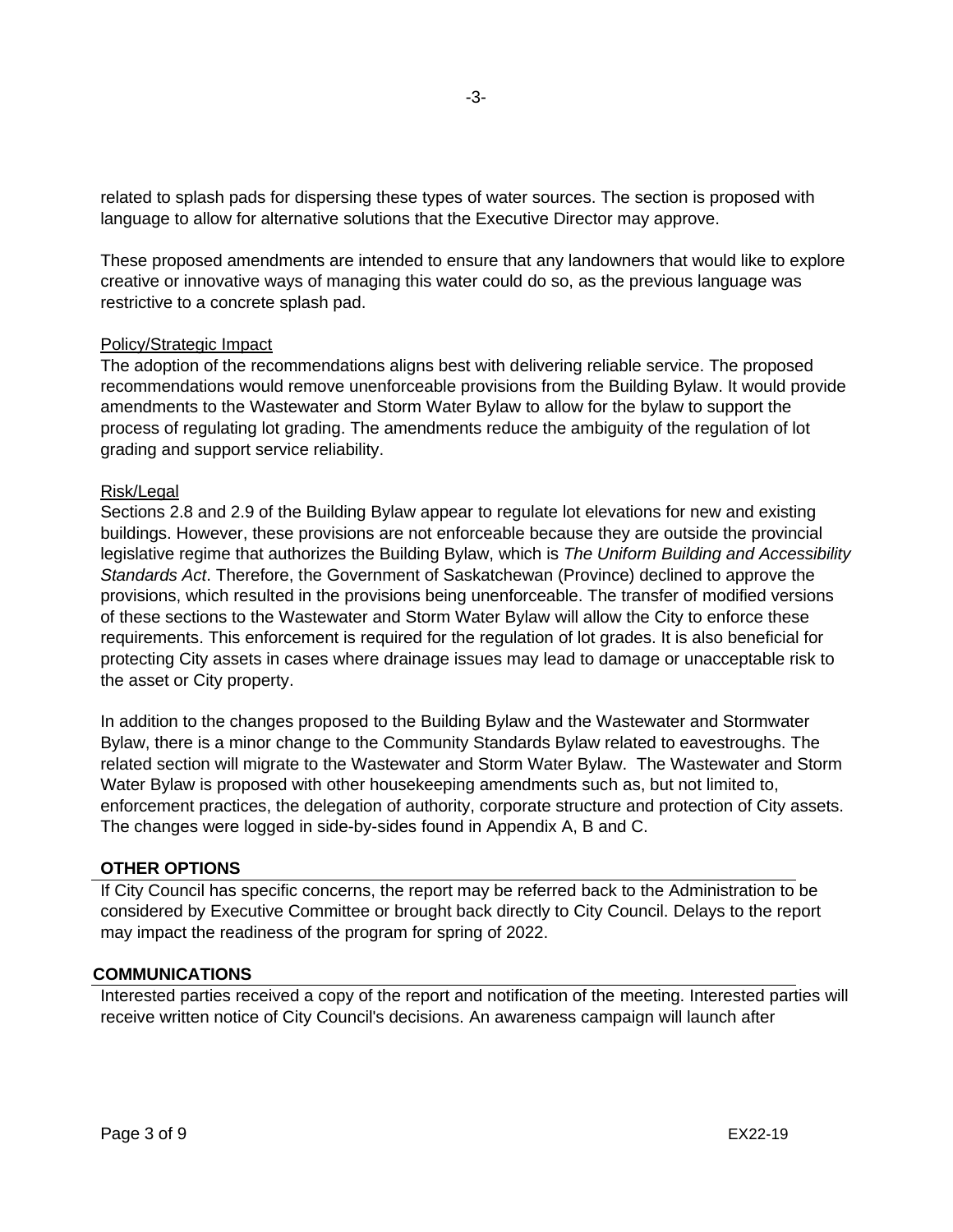related to splash pads for dispersing these types of water sources. The section is proposed with language to allow for alternative solutions that the Executive Director may approve.

These proposed amendments are intended to ensure that any landowners that would like to explore creative or innovative ways of managing this water could do so, as the previous language was restrictive to a concrete splash pad.

Policy/Strategic Impact

The adoption of the recommendations aligns best with delivering reliable service. The proposed recommendations would remove unenforceable provisions from the Building Bylaw. It would provide amendments to the Wastewater and Storm Water Bylaw to allow for the bylaw to support the process of regulating lot grading. The amendments reduce the ambiguity of the regulation of lot grading and support service reliability.

Risk/Legal

Sections 2.8 and 2.9 of the Building Bylaw appear to regulate lot elevations for new and existing buildings. However, these provisions are not enforceable because they are outside the provincial legislative regime that authorizes the Building Bylaw, which is *The Uniform Building and Accessibility Standards Act*. Therefore, the Government of Saskatchewan (Province) declined to approve the provisions, which resulted in the provisions being unenforceable. The transfer of modified versions of these sections to the Wastewater and Storm Water Bylaw will allow the City to enforce these requirements. This enforcement is required for the regulation of lot grades. It is also beneficial for protecting City assets in cases where drainage issues may lead to damage or unacceptable risk to the asset or City property.

In addition to the changes proposed to the Building Bylaw and the Wastewater and Stormwater Bylaw, there is a minor change to the Community Standards Bylaw related to eavestroughs. The related section will migrate to the Wastewater and Storm Water Bylaw. The Wastewater and Storm Water Bylaw is proposed with other housekeeping amendments such as, but not limited to, enforcement practices, the delegation of authority, corporate structure and protection of City assets. The changes were logged in side-by-sides found in Appendix A, B and C.

## OTHER OPTIONS

If City Council has specific concerns, the report may be referred back to the Administration to be considered by Executive Committee or brought back directly to City Council. Delays to the report may impact the readiness of the program for spring of 2022.

## COMMUNICATIONS

Interested parties received a copy of the report and notification of the meeting. Interested parties will receive written notice of City Council's decisions. An awareness campaign will launch after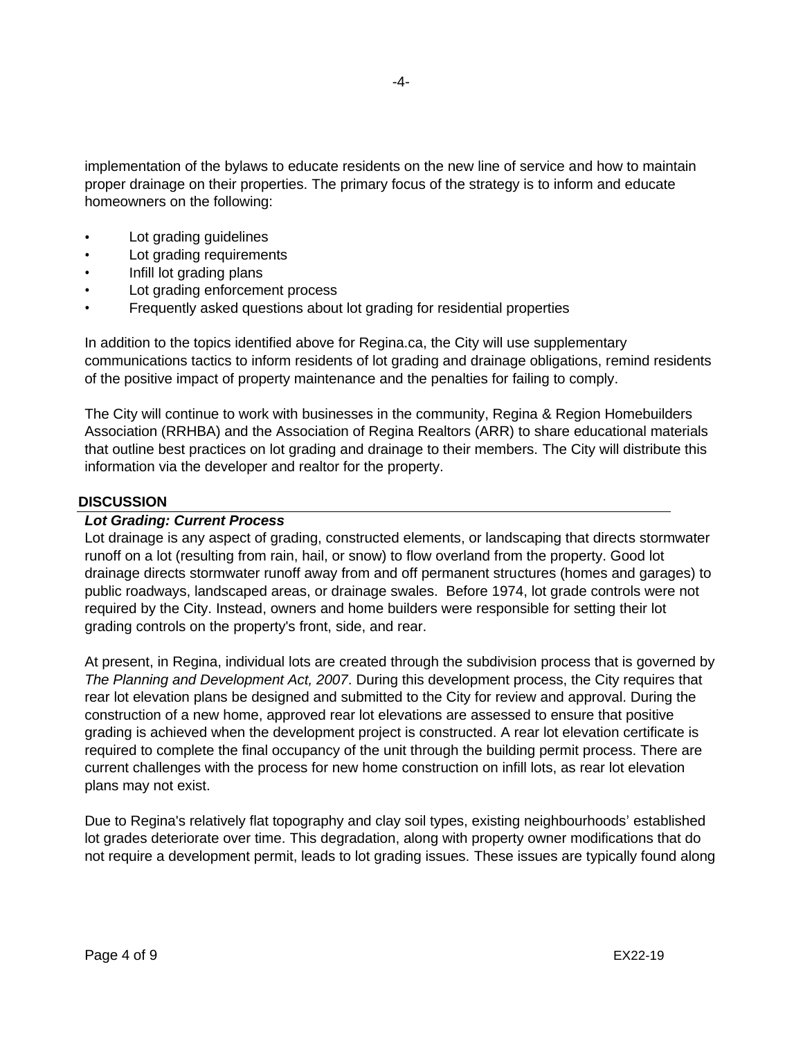implementation of the bylaws to educate residents on the new line of service and how to maintain proper drainage on their properties. The primary focus of the strategy is to inform and educate homeowners on the following:

- Lot grading guidelines
- Lot grading requirements
- Infill lot grading plans
- Lot grading enforcement process
- Frequently asked questions about lot grading for residential properties

In addition to the topics identified above for Regina.ca, the City will use supplementary communications tactics to inform residents of lot grading and drainage obligations, remind residents of the positive impact of property maintenance and the penalties for failing to comply.

The City will continue to work with businesses in the community, Regina & Region Homebuilders Association (RRHBA) and the Association of Regina Realtors (ARR) to share educational materials that outline best practices on lot grading and drainage to their members. The City will distribute this information via the developer and realtor for the property.

## DISCUSSION

### *Lot Grading: Current Process*

Lot drainage is any aspect of grading, constructed elements, or landscaping that directs stormwater runoff on a lot (resulting from rain, hail, or snow) to flow overland from the property. Good lot drainage directs stormwater runoff away from and off permanent structures (homes and garages) to public roadways, landscaped areas, or drainage swales. Before 1974, lot grade controls were not required by the City. Instead, owners and home builders were responsible for setting their lot grading controls on the property's front, side, and rear.

At present, in Regina, individual lots are created through the subdivision process that is governed by *The Planning and Development Act, 2007*. During this development process, the City requires that rear lot elevation plans be designed and submitted to the City for review and approval. During the construction of a new home, approved rear lot elevations are assessed to ensure that positive grading is achieved when the development project is constructed. A rear lot elevation certificate is required to complete the final occupancy of the unit through the building permit process. There are current challenges with the process for new home construction on infill lots, as rear lot elevation plans may not exist.

Due to Regina's relatively flat topography and clay soil types, existing neighbourhoods' established lot grades deteriorate over time. This degradation, along with property owner modifications that do not require a development permit, leads to lot grading issues. These issues are typically found along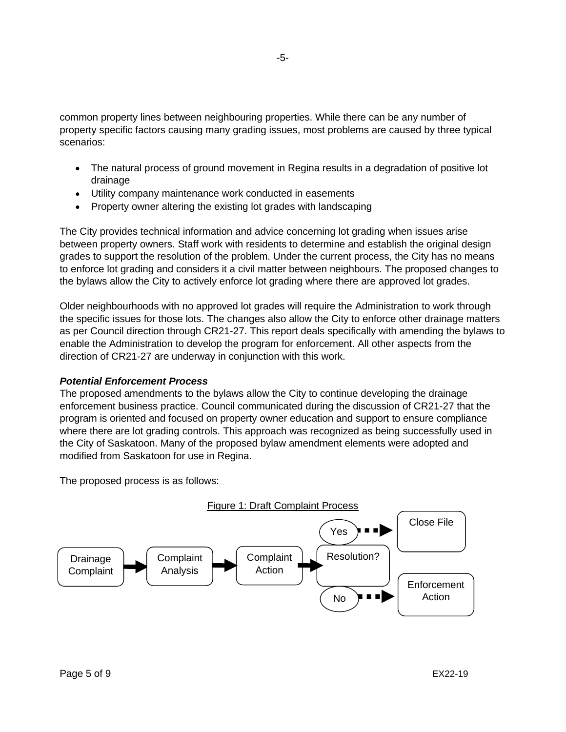common property lines between neighbouring properties. While there can be any number of property specific factors causing many grading issues, most problems are caused by three typical scenarios:

- The natural process of ground movement in Regina results in a degradation of positive lot drainage
- Utility company maintenance work conducted in easements
- Property owner altering the existing lot grades with landscaping

The City provides technical information and advice concerning lot grading when issues arise between property owners. Staff work with residents to determine and establish the original design grades to support the resolution of the problem. Under the current process, the City has no means to enforce lot grading and considers it a civil matter between neighbours. The proposed changes to the bylaws allow the City to actively enforce lot grading where there are approved lot grades.

Older neighbourhoods with no approved lot grades will require the Administration to work through the specific issues for those lots. The changes also allow the City to enforce other drainage matters as per Council direction through CR21-27. This report deals specifically with amending the bylaws to enable the Administration to develop the program for enforcement. All other aspects from the direction of CR21-27 are underway in conjunction with this work.

***Potential Enforcement Process***

The proposed amendments to the bylaws allow the City to continue developing the drainage enforcement business practice. Council communicated during the discussion of CR21-27 that the program is oriented and focused on property owner education and support to ensure compliance where there are lot grading controls. This approach was recognized as being successfully used in the City of Saskatoon. Many of the proposed bylaw amendment elements were adopted and modified from Saskatoon for use in Regina.

The proposed process is as follows:

Figure 1: Draft Complaint Process

Drainage Complaint → Complaint Analysis → Complaint Action → Resolution?
- Yes → Close File
- No → Enforcement Action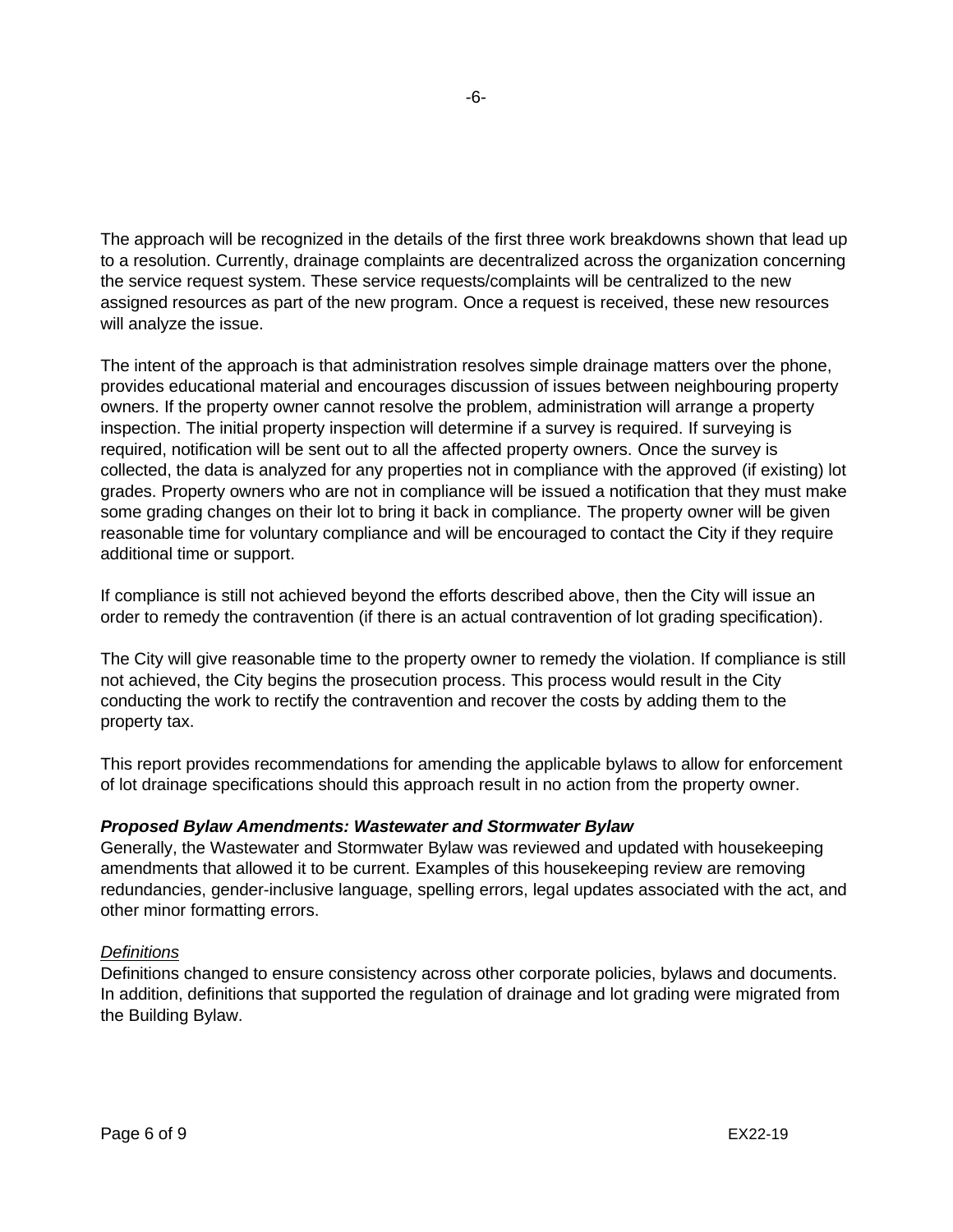The approach will be recognized in the details of the first three work breakdowns shown that lead up to a resolution. Currently, drainage complaints are decentralized across the organization concerning the service request system. These service requests/complaints will be centralized to the new assigned resources as part of the new program. Once a request is received, these new resources will analyze the issue.

The intent of the approach is that administration resolves simple drainage matters over the phone, provides educational material and encourages discussion of issues between neighbouring property owners. If the property owner cannot resolve the problem, administration will arrange a property inspection. The initial property inspection will determine if a survey is required. If surveying is required, notification will be sent out to all the affected property owners. Once the survey is collected, the data is analyzed for any properties not in compliance with the approved (if existing) lot grades. Property owners who are not in compliance will be issued a notification that they must make some grading changes on their lot to bring it back in compliance. The property owner will be given reasonable time for voluntary compliance and will be encouraged to contact the City if they require additional time or support.

If compliance is still not achieved beyond the efforts described above, then the City will issue an order to remedy the contravention (if there is an actual contravention of lot grading specification).

The City will give reasonable time to the property owner to remedy the violation. If compliance is still not achieved, the City begins the prosecution process. This process would result in the City conducting the work to rectify the contravention and recover the costs by adding them to the property tax.

This report provides recommendations for amending the applicable bylaws to allow for enforcement of lot drainage specifications should this approach result in no action from the property owner.

***Proposed Bylaw Amendments: Wastewater and Stormwater Bylaw***

Generally, the Wastewater and Stormwater Bylaw was reviewed and updated with housekeeping amendments that allowed it to be current. Examples of this housekeeping review are removing redundancies, gender-inclusive language, spelling errors, legal updates associated with the act, and other minor formatting errors.

*Definitions*

Definitions changed to ensure consistency across other corporate policies, bylaws and documents. In addition, definitions that supported the regulation of drainage and lot grading were migrated from the Building Bylaw.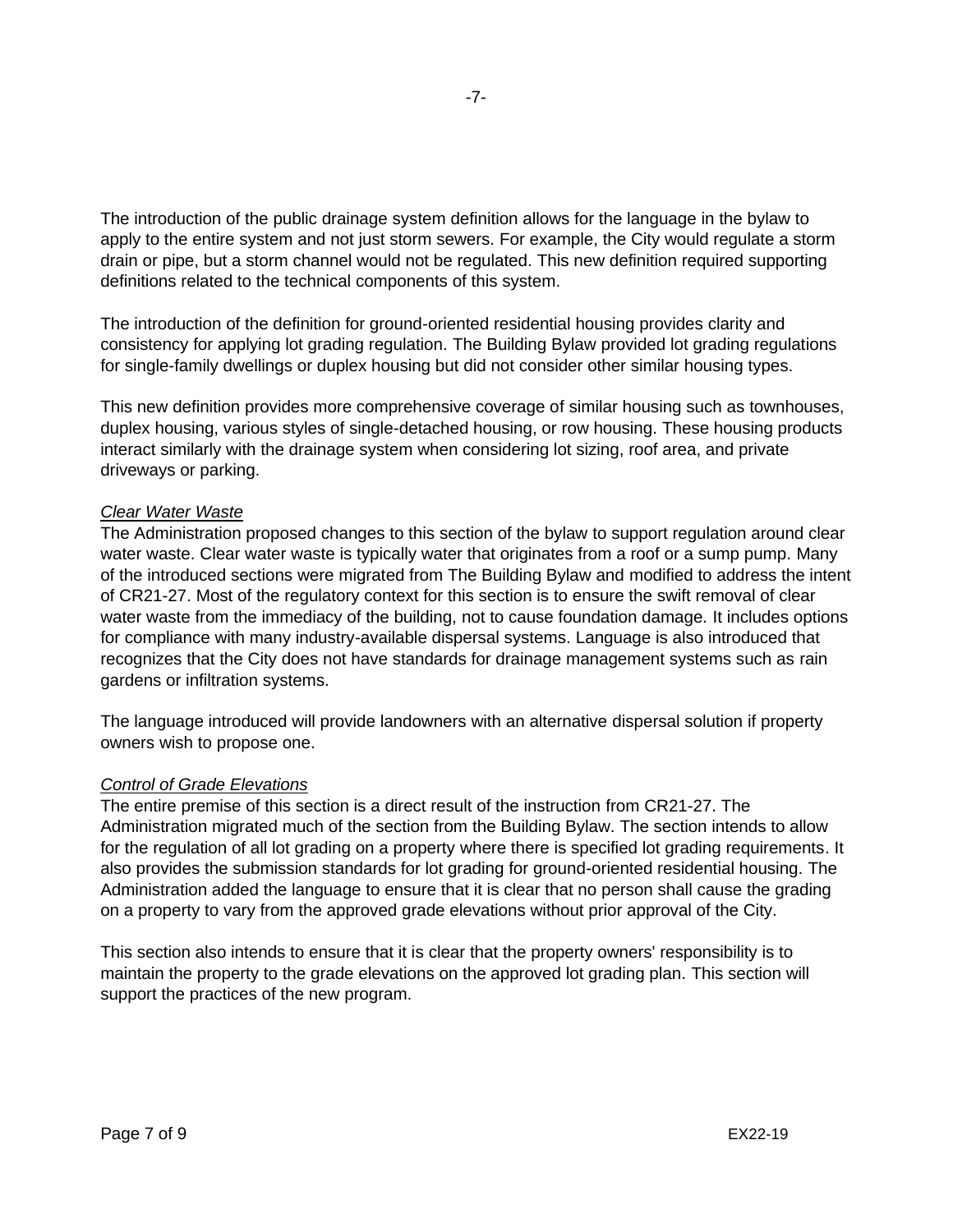The introduction of the public drainage system definition allows for the language in the bylaw to apply to the entire system and not just storm sewers. For example, the City would regulate a storm drain or pipe, but a storm channel would not be regulated. This new definition required supporting definitions related to the technical components of this system.

The introduction of the definition for ground-oriented residential housing provides clarity and consistency for applying lot grading regulation. The Building Bylaw provided lot grading regulations for single-family dwellings or duplex housing but did not consider other similar housing types.

This new definition provides more comprehensive coverage of similar housing such as townhouses, duplex housing, various styles of single-detached housing, or row housing. These housing products interact similarly with the drainage system when considering lot sizing, roof area, and private driveways or parking.

*Clear Water Waste*

The Administration proposed changes to this section of the bylaw to support regulation around clear water waste. Clear water waste is typically water that originates from a roof or a sump pump. Many of the introduced sections were migrated from The Building Bylaw and modified to address the intent of CR21-27. Most of the regulatory context for this section is to ensure the swift removal of clear water waste from the immediacy of the building, not to cause foundation damage. It includes options for compliance with many industry-available dispersal systems. Language is also introduced that recognizes that the City does not have standards for drainage management systems such as rain gardens or infiltration systems.

The language introduced will provide landowners with an alternative dispersal solution if property owners wish to propose one.

*Control of Grade Elevations*

The entire premise of this section is a direct result of the instruction from CR21-27. The Administration migrated much of the section from the Building Bylaw. The section intends to allow for the regulation of all lot grading on a property where there is specified lot grading requirements. It also provides the submission standards for lot grading for ground-oriented residential housing. The Administration added the language to ensure that it is clear that no person shall cause the grading on a property to vary from the approved grade elevations without prior approval of the City.

This section also intends to ensure that it is clear that the property owners' responsibility is to maintain the property to the grade elevations on the approved lot grading plan. This section will support the practices of the new program.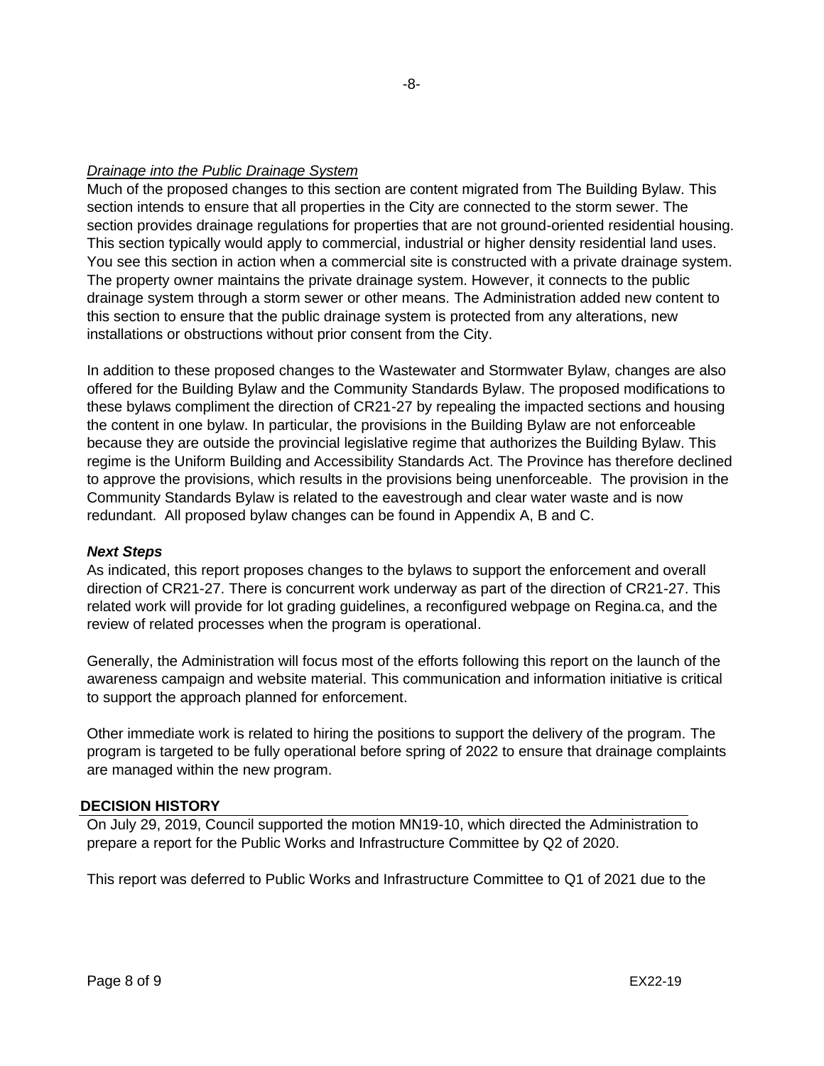*Drainage into the Public Drainage System*

Much of the proposed changes to this section are content migrated from The Building Bylaw. This section intends to ensure that all properties in the City are connected to the storm sewer. The section provides drainage regulations for properties that are not ground-oriented residential housing. This section typically would apply to commercial, industrial or higher density residential land uses. You see this section in action when a commercial site is constructed with a private drainage system. The property owner maintains the private drainage system. However, it connects to the public drainage system through a storm sewer or other means. The Administration added new content to this section to ensure that the public drainage system is protected from any alterations, new installations or obstructions without prior consent from the City.

In addition to these proposed changes to the Wastewater and Stormwater Bylaw, changes are also offered for the Building Bylaw and the Community Standards Bylaw. The proposed modifications to these bylaws compliment the direction of CR21-27 by repealing the impacted sections and housing the content in one bylaw. In particular, the provisions in the Building Bylaw are not enforceable because they are outside the provincial legislative regime that authorizes the Building Bylaw. This regime is the Uniform Building and Accessibility Standards Act. The Province has therefore declined to approve the provisions, which results in the provisions being unenforceable. The provision in the Community Standards Bylaw is related to the eavestrough and clear water waste and is now redundant. All proposed bylaw changes can be found in Appendix A, B and C.

***Next Steps***

As indicated, this report proposes changes to the bylaws to support the enforcement and overall direction of CR21-27. There is concurrent work underway as part of the direction of CR21-27. This related work will provide for lot grading guidelines, a reconfigured webpage on Regina.ca, and the review of related processes when the program is operational.

Generally, the Administration will focus most of the efforts following this report on the launch of the awareness campaign and website material. This communication and information initiative is critical to support the approach planned for enforcement.

Other immediate work is related to hiring the positions to support the delivery of the program. The program is targeted to be fully operational before spring of 2022 to ensure that drainage complaints are managed within the new program.

## DECISION HISTORY

On July 29, 2019, Council supported the motion MN19-10, which directed the Administration to prepare a report for the Public Works and Infrastructure Committee by Q2 of 2020.

This report was deferred to Public Works and Infrastructure Committee to Q1 of 2021 due to the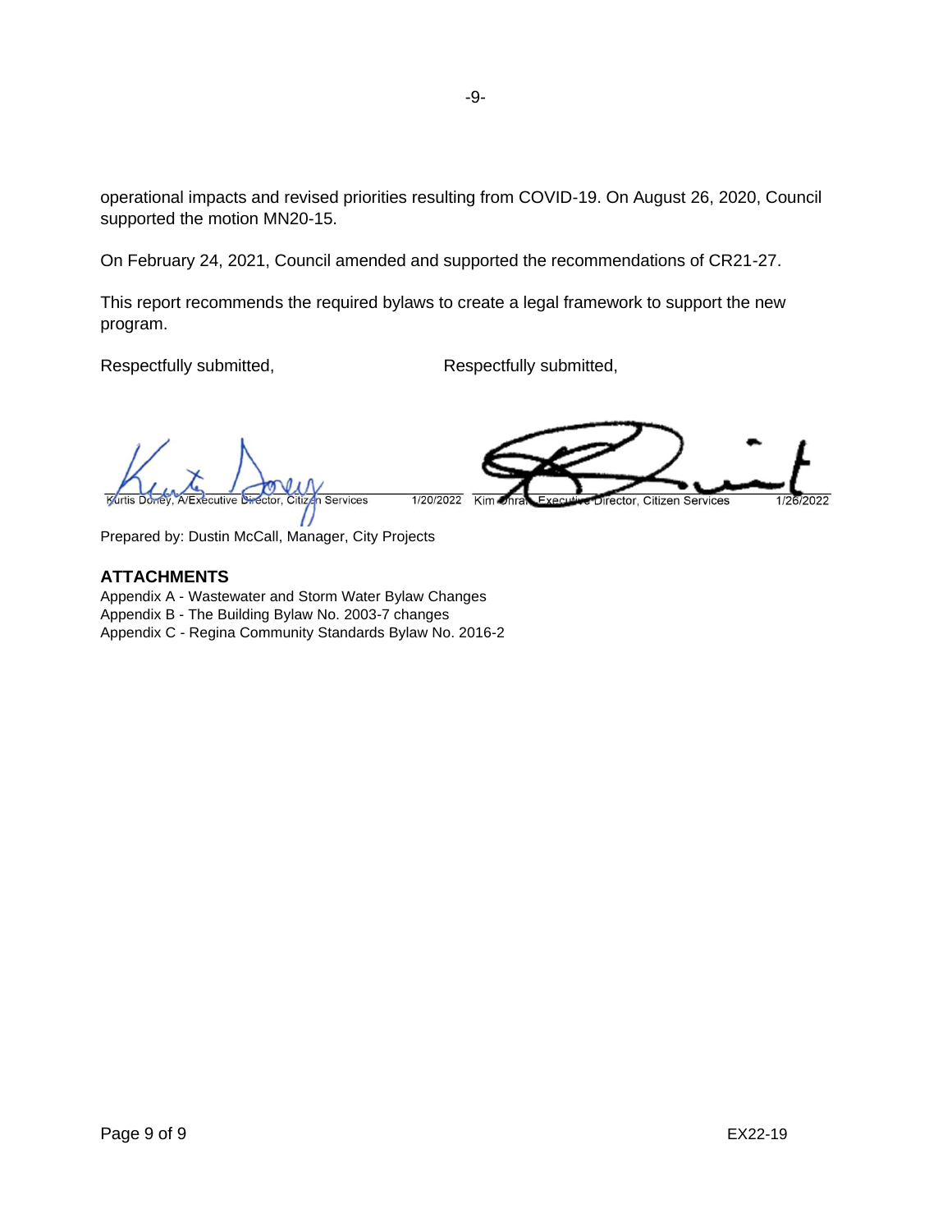operational impacts and revised priorities resulting from COVID-19. On August 26, 2020, Council supported the motion MN20-15.

On February 24, 2021, Council amended and supported the recommendations of CR21-27.

This report recommends the required bylaws to create a legal framework to support the new program.

Respectfully submitted,

Respectfully submitted,

Kurtis Doney, A/Executive Director, Citizen Services 1/20/2022

Kim Onrait, Executive Director, Citizen Services 1/26/2022

Prepared by: Dustin McCall, Manager, City Projects

**ATTACHMENTS**

Appendix A - Wastewater and Storm Water Bylaw Changes
Appendix B - The Building Bylaw No. 2003-7 changes
Appendix C - Regina Community Standards Bylaw No. 2016-2